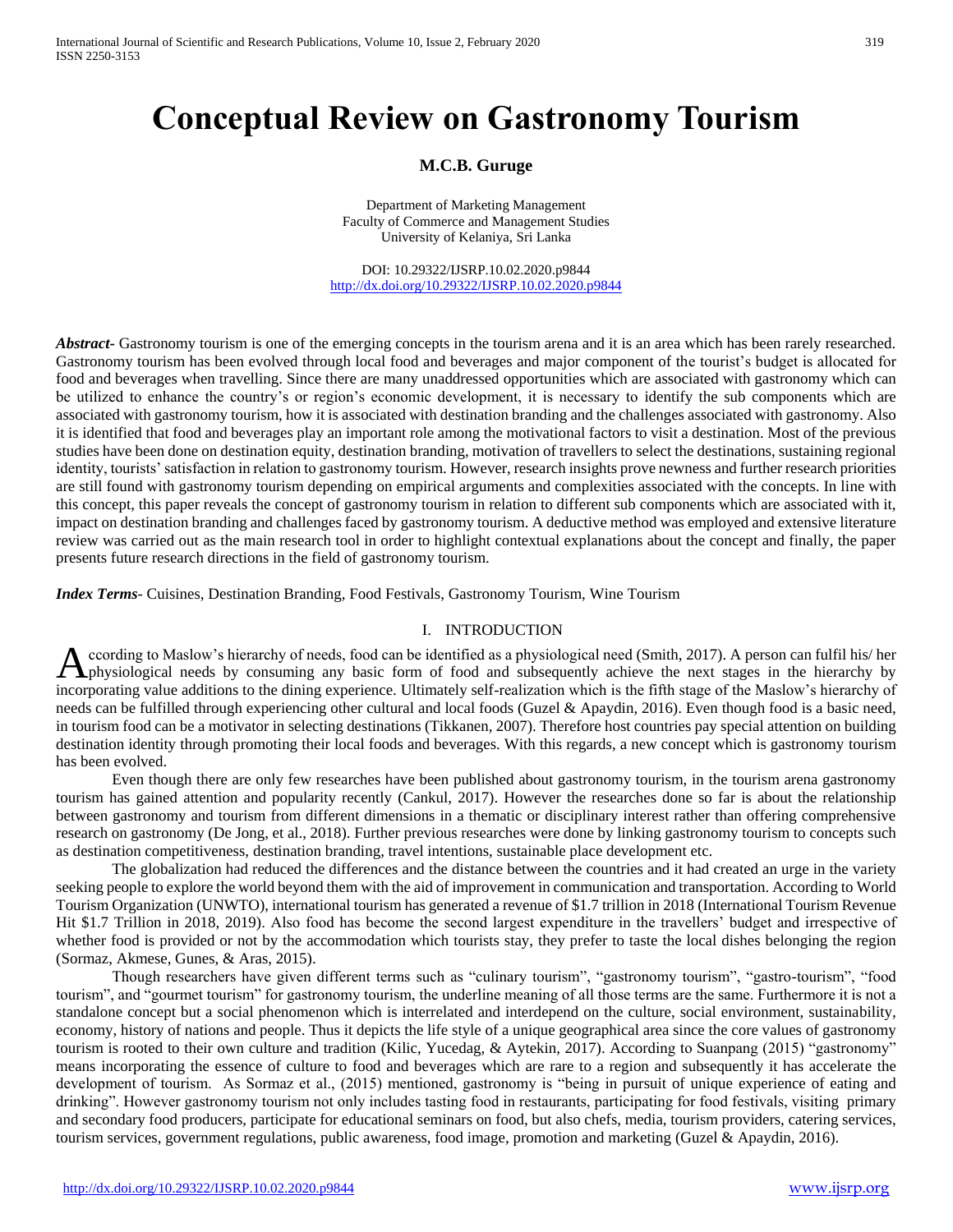# Conceptual Review on Gastronomy Tourism

**M.C.B. Guruge**

Department of Marketing Management
Faculty of Commerce and Management Studies
University of Kelaniya, Sri Lanka

DOI: 10.29322/IJSRP.10.02.2020.p9844
http://dx.doi.org/10.29322/IJSRP.10.02.2020.p9844

***Abstract***- Gastronomy tourism is one of the emerging concepts in the tourism arena and it is an area which has been rarely researched. Gastronomy tourism has been evolved through local food and beverages and major component of the tourist's budget is allocated for food and beverages when travelling. Since there are many unaddressed opportunities which are associated with gastronomy which can be utilized to enhance the country's or region's economic development, it is necessary to identify the sub components which are associated with gastronomy tourism, how it is associated with destination branding and the challenges associated with gastronomy. Also it is identified that food and beverages play an important role among the motivational factors to visit a destination. Most of the previous studies have been done on destination equity, destination branding, motivation of travellers to select the destinations, sustaining regional identity, tourists' satisfaction in relation to gastronomy tourism. However, research insights prove newness and further research priorities are still found with gastronomy tourism depending on empirical arguments and complexities associated with the concepts. In line with this concept, this paper reveals the concept of gastronomy tourism in relation to different sub components which are associated with it, impact on destination branding and challenges faced by gastronomy tourism. A deductive method was employed and extensive literature review was carried out as the main research tool in order to highlight contextual explanations about the concept and finally, the paper presents future research directions in the field of gastronomy tourism.

***Index Terms***- Cuisines, Destination Branding, Food Festivals, Gastronomy Tourism, Wine Tourism

## I. INTRODUCTION

According to Maslow's hierarchy of needs, food can be identified as a physiological need (Smith, 2017). A person can fulfil his/ her physiological needs by consuming any basic form of food and subsequently achieve the next stages in the hierarchy by incorporating value additions to the dining experience. Ultimately self-realization which is the fifth stage of the Maslow's hierarchy of needs can be fulfilled through experiencing other cultural and local foods (Guzel & Apaydin, 2016). Even though food is a basic need, in tourism food can be a motivator in selecting destinations (Tikkanen, 2007). Therefore host countries pay special attention on building destination identity through promoting their local foods and beverages. With this regards, a new concept which is gastronomy tourism has been evolved.

Even though there are only few researches have been published about gastronomy tourism, in the tourism arena gastronomy tourism has gained attention and popularity recently (Cankul, 2017). However the researches done so far is about the relationship between gastronomy and tourism from different dimensions in a thematic or disciplinary interest rather than offering comprehensive research on gastronomy (De Jong, et al., 2018). Further previous researches were done by linking gastronomy tourism to concepts such as destination competitiveness, destination branding, travel intentions, sustainable place development etc.

The globalization had reduced the differences and the distance between the countries and it had created an urge in the variety seeking people to explore the world beyond them with the aid of improvement in communication and transportation. According to World Tourism Organization (UNWTO), international tourism has generated a revenue of $1.7 trillion in 2018 (International Tourism Revenue Hit $1.7 Trillion in 2018, 2019). Also food has become the second largest expenditure in the travellers' budget and irrespective of whether food is provided or not by the accommodation which tourists stay, they prefer to taste the local dishes belonging the region (Sormaz, Akmese, Gunes, & Aras, 2015).

Though researchers have given different terms such as "culinary tourism", "gastronomy tourism", "gastro-tourism", "food tourism", and "gourmet tourism" for gastronomy tourism, the underline meaning of all those terms are the same. Furthermore it is not a standalone concept but a social phenomenon which is interrelated and interdepend on the culture, social environment, sustainability, economy, history of nations and people. Thus it depicts the life style of a unique geographical area since the core values of gastronomy tourism is rooted to their own culture and tradition (Kilic, Yucedag, & Aytekin, 2017). According to Suanpang (2015) "gastronomy" means incorporating the essence of culture to food and beverages which are rare to a region and subsequently it has accelerate the development of tourism. As Sormaz et al., (2015) mentioned, gastronomy is "being in pursuit of unique experience of eating and drinking". However gastronomy tourism not only includes tasting food in restaurants, participating for food festivals, visiting primary and secondary food producers, participate for educational seminars on food, but also chefs, media, tourism providers, catering services, tourism services, government regulations, public awareness, food image, promotion and marketing (Guzel & Apaydin, 2016).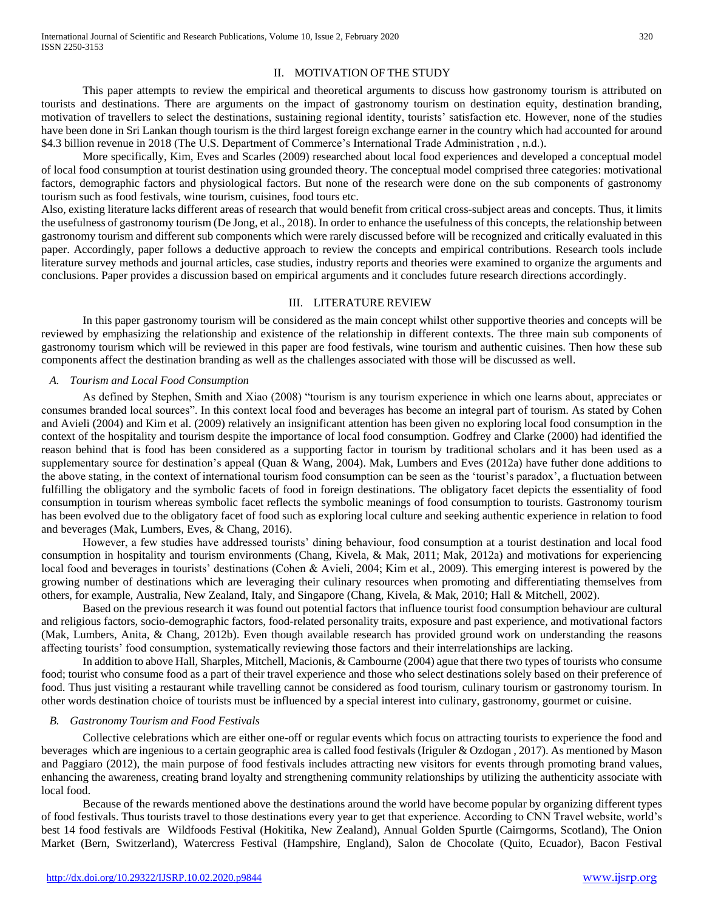## II. MOTIVATION OF THE STUDY

This paper attempts to review the empirical and theoretical arguments to discuss how gastronomy tourism is attributed on tourists and destinations. There are arguments on the impact of gastronomy tourism on destination equity, destination branding, motivation of travellers to select the destinations, sustaining regional identity, tourists' satisfaction etc. However, none of the studies have been done in Sri Lankan though tourism is the third largest foreign exchange earner in the country which had accounted for around $4.3 billion revenue in 2018 (The U.S. Department of Commerce's International Trade Administration , n.d.).

More specifically, Kim, Eves and Scarles (2009) researched about local food experiences and developed a conceptual model of local food consumption at tourist destination using grounded theory. The conceptual model comprised three categories: motivational factors, demographic factors and physiological factors. But none of the research were done on the sub components of gastronomy tourism such as food festivals, wine tourism, cuisines, food tours etc.

Also, existing literature lacks different areas of research that would benefit from critical cross-subject areas and concepts. Thus, it limits the usefulness of gastronomy tourism (De Jong, et al., 2018). In order to enhance the usefulness of this concepts, the relationship between gastronomy tourism and different sub components which were rarely discussed before will be recognized and critically evaluated in this paper. Accordingly, paper follows a deductive approach to review the concepts and empirical contributions. Research tools include literature survey methods and journal articles, case studies, industry reports and theories were examined to organize the arguments and conclusions. Paper provides a discussion based on empirical arguments and it concludes future research directions accordingly.

## III. LITERATURE REVIEW

In this paper gastronomy tourism will be considered as the main concept whilst other supportive theories and concepts will be reviewed by emphasizing the relationship and existence of the relationship in different contexts. The three main sub components of gastronomy tourism which will be reviewed in this paper are food festivals, wine tourism and authentic cuisines. Then how these sub components affect the destination branding as well as the challenges associated with those will be discussed as well.

### *A. Tourism and Local Food Consumption*

As defined by Stephen, Smith and Xiao (2008) "tourism is any tourism experience in which one learns about, appreciates or consumes branded local sources". In this context local food and beverages has become an integral part of tourism. As stated by Cohen and Avieli (2004) and Kim et al. (2009) relatively an insignificant attention has been given no exploring local food consumption in the context of the hospitality and tourism despite the importance of local food consumption. Godfrey and Clarke (2000) had identified the reason behind that is food has been considered as a supporting factor in tourism by traditional scholars and it has been used as a supplementary source for destination's appeal (Quan & Wang, 2004). Mak, Lumbers and Eves (2012a) have futher done additions to the above stating, in the context of international tourism food consumption can be seen as the 'tourist's paradox', a fluctuation between fulfilling the obligatory and the symbolic facets of food in foreign destinations. The obligatory facet depicts the essentiality of food consumption in tourism whereas symbolic facet reflects the symbolic meanings of food consumption to tourists. Gastronomy tourism has been evolved due to the obligatory facet of food such as exploring local culture and seeking authentic experience in relation to food and beverages (Mak, Lumbers, Eves, & Chang, 2016).

However, a few studies have addressed tourists' dining behaviour, food consumption at a tourist destination and local food consumption in hospitality and tourism environments (Chang, Kivela, & Mak, 2011; Mak, 2012a) and motivations for experiencing local food and beverages in tourists' destinations (Cohen & Avieli, 2004; Kim et al., 2009). This emerging interest is powered by the growing number of destinations which are leveraging their culinary resources when promoting and differentiating themselves from others, for example, Australia, New Zealand, Italy, and Singapore (Chang, Kivela, & Mak, 2010; Hall & Mitchell, 2002).

Based on the previous research it was found out potential factors that influence tourist food consumption behaviour are cultural and religious factors, socio-demographic factors, food-related personality traits, exposure and past experience, and motivational factors (Mak, Lumbers, Anita, & Chang, 2012b). Even though available research has provided ground work on understanding the reasons affecting tourists' food consumption, systematically reviewing those factors and their interrelationships are lacking.

In addition to above Hall, Sharples, Mitchell, Macionis, & Cambourne (2004) ague that there two types of tourists who consume food; tourist who consume food as a part of their travel experience and those who select destinations solely based on their preference of food. Thus just visiting a restaurant while travelling cannot be considered as food tourism, culinary tourism or gastronomy tourism. In other words destination choice of tourists must be influenced by a special interest into culinary, gastronomy, gourmet or cuisine.

### *B. Gastronomy Tourism and Food Festivals*

Collective celebrations which are either one-off or regular events which focus on attracting tourists to experience the food and beverages which are ingenious to a certain geographic area is called food festivals (Iriguler & Ozdogan , 2017). As mentioned by Mason and Paggiaro (2012), the main purpose of food festivals includes attracting new visitors for events through promoting brand values, enhancing the awareness, creating brand loyalty and strengthening community relationships by utilizing the authenticity associate with local food.

Because of the rewards mentioned above the destinations around the world have become popular by organizing different types of food festivals. Thus tourists travel to those destinations every year to get that experience. According to CNN Travel website, world's best 14 food festivals are Wildfoods Festival (Hokitika, New Zealand), Annual Golden Spurtle (Cairngorms, Scotland), The Onion Market (Bern, Switzerland), Watercress Festival (Hampshire, England), Salon de Chocolate (Quito, Ecuador), Bacon Festival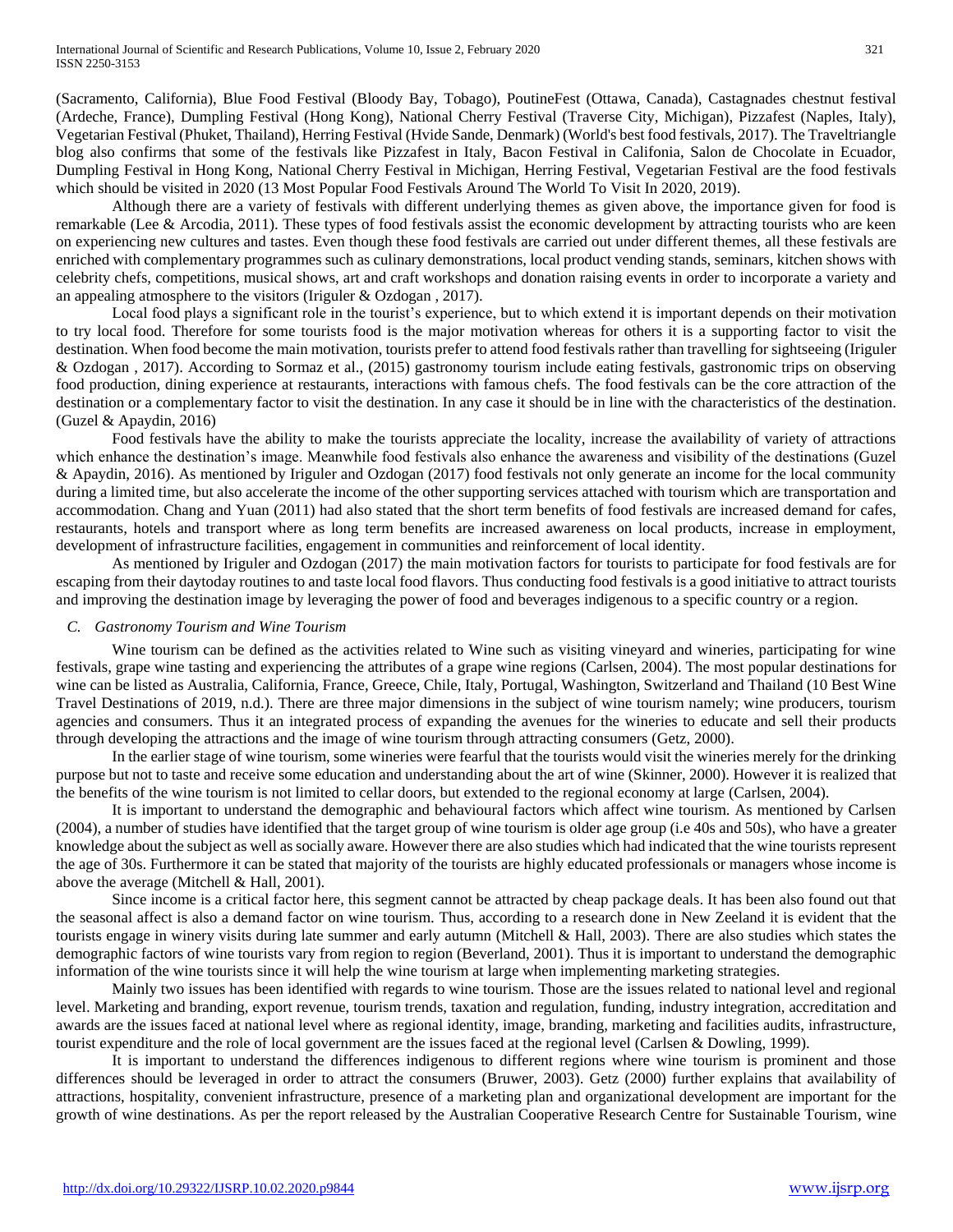(Sacramento, California), Blue Food Festival (Bloody Bay, Tobago), PoutineFest (Ottawa, Canada), Castagnades chestnut festival (Ardeche, France), Dumpling Festival (Hong Kong), National Cherry Festival (Traverse City, Michigan), Pizzafest (Naples, Italy), Vegetarian Festival (Phuket, Thailand), Herring Festival (Hvide Sande, Denmark) (World's best food festivals, 2017). The Traveltriangle blog also confirms that some of the festivals like Pizzafest in Italy, Bacon Festival in Califonia, Salon de Chocolate in Ecuador, Dumpling Festival in Hong Kong, National Cherry Festival in Michigan, Herring Festival, Vegetarian Festival are the food festivals which should be visited in 2020 (13 Most Popular Food Festivals Around The World To Visit In 2020, 2019).

Although there are a variety of festivals with different underlying themes as given above, the importance given for food is remarkable (Lee & Arcodia, 2011). These types of food festivals assist the economic development by attracting tourists who are keen on experiencing new cultures and tastes. Even though these food festivals are carried out under different themes, all these festivals are enriched with complementary programmes such as culinary demonstrations, local product vending stands, seminars, kitchen shows with celebrity chefs, competitions, musical shows, art and craft workshops and donation raising events in order to incorporate a variety and an appealing atmosphere to the visitors (Iriguler & Ozdogan , 2017).

Local food plays a significant role in the tourist's experience, but to which extend it is important depends on their motivation to try local food. Therefore for some tourists food is the major motivation whereas for others it is a supporting factor to visit the destination. When food become the main motivation, tourists prefer to attend food festivals rather than travelling for sightseeing (Iriguler & Ozdogan , 2017). According to Sormaz et al., (2015) gastronomy tourism include eating festivals, gastronomic trips on observing food production, dining experience at restaurants, interactions with famous chefs. The food festivals can be the core attraction of the destination or a complementary factor to visit the destination. In any case it should be in line with the characteristics of the destination. (Guzel & Apaydin, 2016)

Food festivals have the ability to make the tourists appreciate the locality, increase the availability of variety of attractions which enhance the destination's image. Meanwhile food festivals also enhance the awareness and visibility of the destinations (Guzel & Apaydin, 2016). As mentioned by Iriguler and Ozdogan (2017) food festivals not only generate an income for the local community during a limited time, but also accelerate the income of the other supporting services attached with tourism which are transportation and accommodation. Chang and Yuan (2011) had also stated that the short term benefits of food festivals are increased demand for cafes, restaurants, hotels and transport where as long term benefits are increased awareness on local products, increase in employment, development of infrastructure facilities, engagement in communities and reinforcement of local identity.

As mentioned by Iriguler and Ozdogan (2017) the main motivation factors for tourists to participate for food festivals are for escaping from their daytoday routines to and taste local food flavors. Thus conducting food festivals is a good initiative to attract tourists and improving the destination image by leveraging the power of food and beverages indigenous to a specific country or a region.

### *C. Gastronomy Tourism and Wine Tourism*

Wine tourism can be defined as the activities related to Wine such as visiting vineyard and wineries, participating for wine festivals, grape wine tasting and experiencing the attributes of a grape wine regions (Carlsen, 2004). The most popular destinations for wine can be listed as Australia, California, France, Greece, Chile, Italy, Portugal, Washington, Switzerland and Thailand (10 Best Wine Travel Destinations of 2019, n.d.). There are three major dimensions in the subject of wine tourism namely; wine producers, tourism agencies and consumers. Thus it an integrated process of expanding the avenues for the wineries to educate and sell their products through developing the attractions and the image of wine tourism through attracting consumers (Getz, 2000).

In the earlier stage of wine tourism, some wineries were fearful that the tourists would visit the wineries merely for the drinking purpose but not to taste and receive some education and understanding about the art of wine (Skinner, 2000). However it is realized that the benefits of the wine tourism is not limited to cellar doors, but extended to the regional economy at large (Carlsen, 2004).

It is important to understand the demographic and behavioural factors which affect wine tourism. As mentioned by Carlsen (2004), a number of studies have identified that the target group of wine tourism is older age group (i.e 40s and 50s), who have a greater knowledge about the subject as well as socially aware. However there are also studies which had indicated that the wine tourists represent the age of 30s. Furthermore it can be stated that majority of the tourists are highly educated professionals or managers whose income is above the average (Mitchell & Hall, 2001).

Since income is a critical factor here, this segment cannot be attracted by cheap package deals. It has been also found out that the seasonal affect is also a demand factor on wine tourism. Thus, according to a research done in New Zeeland it is evident that the tourists engage in winery visits during late summer and early autumn (Mitchell & Hall, 2003). There are also studies which states the demographic factors of wine tourists vary from region to region (Beverland, 2001). Thus it is important to understand the demographic information of the wine tourists since it will help the wine tourism at large when implementing marketing strategies.

Mainly two issues has been identified with regards to wine tourism. Those are the issues related to national level and regional level. Marketing and branding, export revenue, tourism trends, taxation and regulation, funding, industry integration, accreditation and awards are the issues faced at national level where as regional identity, image, branding, marketing and facilities audits, infrastructure, tourist expenditure and the role of local government are the issues faced at the regional level (Carlsen & Dowling, 1999).

It is important to understand the differences indigenous to different regions where wine tourism is prominent and those differences should be leveraged in order to attract the consumers (Bruwer, 2003). Getz (2000) further explains that availability of attractions, hospitality, convenient infrastructure, presence of a marketing plan and organizational development are important for the growth of wine destinations. As per the report released by the Australian Cooperative Research Centre for Sustainable Tourism, wine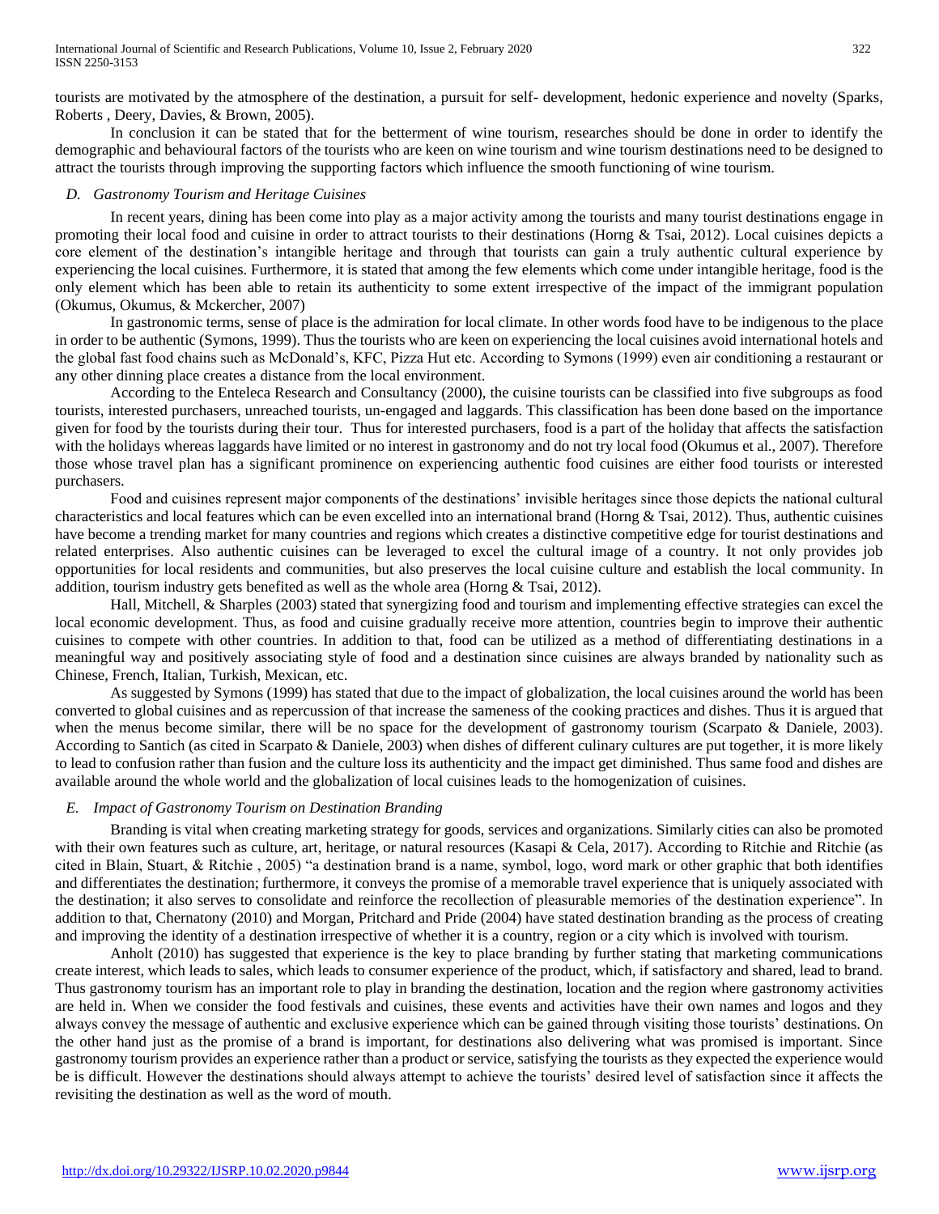tourists are motivated by the atmosphere of the destination, a pursuit for self- development, hedonic experience and novelty (Sparks, Roberts , Deery, Davies, & Brown, 2005).

In conclusion it can be stated that for the betterment of wine tourism, researches should be done in order to identify the demographic and behavioural factors of the tourists who are keen on wine tourism and wine tourism destinations need to be designed to attract the tourists through improving the supporting factors which influence the smooth functioning of wine tourism.

### *D. Gastronomy Tourism and Heritage Cuisines*

In recent years, dining has been come into play as a major activity among the tourists and many tourist destinations engage in promoting their local food and cuisine in order to attract tourists to their destinations (Horng & Tsai, 2012). Local cuisines depicts a core element of the destination's intangible heritage and through that tourists can gain a truly authentic cultural experience by experiencing the local cuisines. Furthermore, it is stated that among the few elements which come under intangible heritage, food is the only element which has been able to retain its authenticity to some extent irrespective of the impact of the immigrant population (Okumus, Okumus, & Mckercher, 2007)

In gastronomic terms, sense of place is the admiration for local climate. In other words food have to be indigenous to the place in order to be authentic (Symons, 1999). Thus the tourists who are keen on experiencing the local cuisines avoid international hotels and the global fast food chains such as McDonald's, KFC, Pizza Hut etc. According to Symons (1999) even air conditioning a restaurant or any other dinning place creates a distance from the local environment.

According to the Enteleca Research and Consultancy (2000), the cuisine tourists can be classified into five subgroups as food tourists, interested purchasers, unreached tourists, un-engaged and laggards. This classification has been done based on the importance given for food by the tourists during their tour. Thus for interested purchasers, food is a part of the holiday that affects the satisfaction with the holidays whereas laggards have limited or no interest in gastronomy and do not try local food (Okumus et al., 2007). Therefore those whose travel plan has a significant prominence on experiencing authentic food cuisines are either food tourists or interested purchasers.

Food and cuisines represent major components of the destinations' invisible heritages since those depicts the national cultural characteristics and local features which can be even excelled into an international brand (Horng & Tsai, 2012). Thus, authentic cuisines have become a trending market for many countries and regions which creates a distinctive competitive edge for tourist destinations and related enterprises. Also authentic cuisines can be leveraged to excel the cultural image of a country. It not only provides job opportunities for local residents and communities, but also preserves the local cuisine culture and establish the local community. In addition, tourism industry gets benefited as well as the whole area (Horng & Tsai, 2012).

Hall, Mitchell, & Sharples (2003) stated that synergizing food and tourism and implementing effective strategies can excel the local economic development. Thus, as food and cuisine gradually receive more attention, countries begin to improve their authentic cuisines to compete with other countries. In addition to that, food can be utilized as a method of differentiating destinations in a meaningful way and positively associating style of food and a destination since cuisines are always branded by nationality such as Chinese, French, Italian, Turkish, Mexican, etc.

As suggested by Symons (1999) has stated that due to the impact of globalization, the local cuisines around the world has been converted to global cuisines and as repercussion of that increase the sameness of the cooking practices and dishes. Thus it is argued that when the menus become similar, there will be no space for the development of gastronomy tourism (Scarpato & Daniele, 2003). According to Santich (as cited in Scarpato & Daniele, 2003) when dishes of different culinary cultures are put together, it is more likely to lead to confusion rather than fusion and the culture loss its authenticity and the impact get diminished. Thus same food and dishes are available around the whole world and the globalization of local cuisines leads to the homogenization of cuisines.

### *E. Impact of Gastronomy Tourism on Destination Branding*

Branding is vital when creating marketing strategy for goods, services and organizations. Similarly cities can also be promoted with their own features such as culture, art, heritage, or natural resources (Kasapi & Cela, 2017). According to Ritchie and Ritchie (as cited in Blain, Stuart, & Ritchie , 2005) "a destination brand is a name, symbol, logo, word mark or other graphic that both identifies and differentiates the destination; furthermore, it conveys the promise of a memorable travel experience that is uniquely associated with the destination; it also serves to consolidate and reinforce the recollection of pleasurable memories of the destination experience". In addition to that, Chernatony (2010) and Morgan, Pritchard and Pride (2004) have stated destination branding as the process of creating and improving the identity of a destination irrespective of whether it is a country, region or a city which is involved with tourism.

Anholt (2010) has suggested that experience is the key to place branding by further stating that marketing communications create interest, which leads to sales, which leads to consumer experience of the product, which, if satisfactory and shared, lead to brand. Thus gastronomy tourism has an important role to play in branding the destination, location and the region where gastronomy activities are held in. When we consider the food festivals and cuisines, these events and activities have their own names and logos and they always convey the message of authentic and exclusive experience which can be gained through visiting those tourists' destinations. On the other hand just as the promise of a brand is important, for destinations also delivering what was promised is important. Since gastronomy tourism provides an experience rather than a product or service, satisfying the tourists as they expected the experience would be is difficult. However the destinations should always attempt to achieve the tourists' desired level of satisfaction since it affects the revisiting the destination as well as the word of mouth.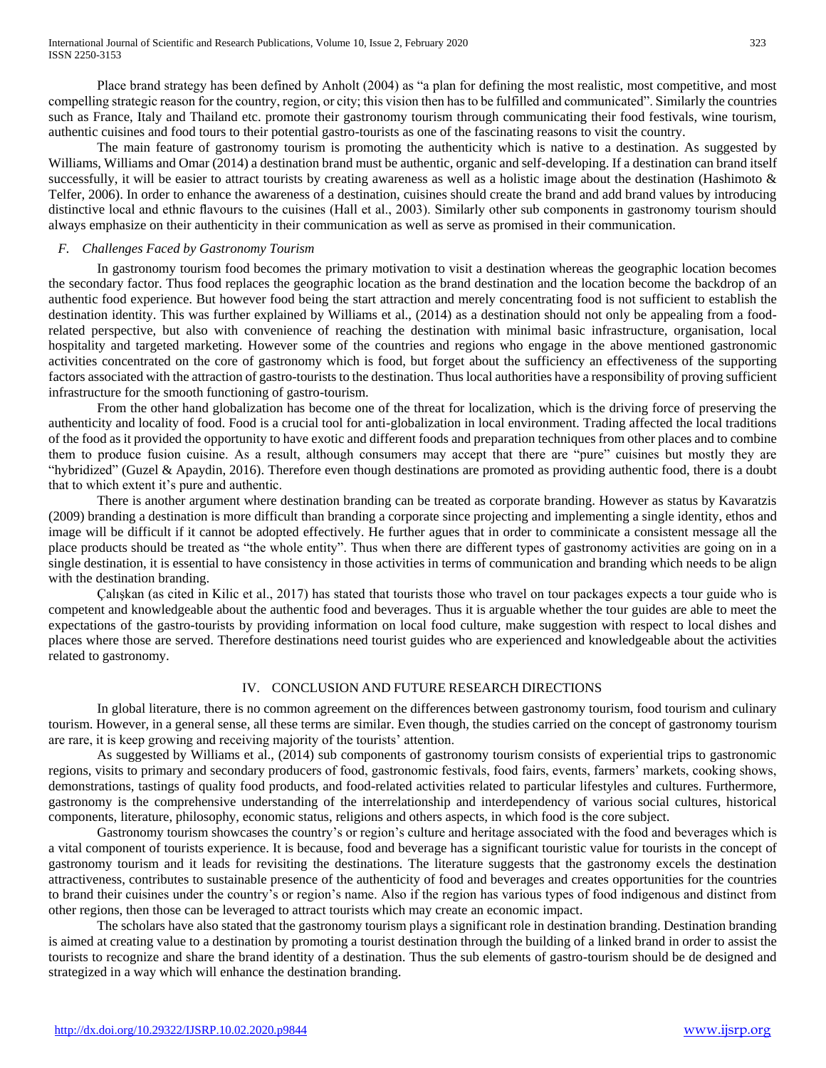Place brand strategy has been defined by Anholt (2004) as "a plan for defining the most realistic, most competitive, and most compelling strategic reason for the country, region, or city; this vision then has to be fulfilled and communicated". Similarly the countries such as France, Italy and Thailand etc. promote their gastronomy tourism through communicating their food festivals, wine tourism, authentic cuisines and food tours to their potential gastro-tourists as one of the fascinating reasons to visit the country.

The main feature of gastronomy tourism is promoting the authenticity which is native to a destination. As suggested by Williams, Williams and Omar (2014) a destination brand must be authentic, organic and self-developing. If a destination can brand itself successfully, it will be easier to attract tourists by creating awareness as well as a holistic image about the destination (Hashimoto & Telfer, 2006). In order to enhance the awareness of a destination, cuisines should create the brand and add brand values by introducing distinctive local and ethnic flavours to the cuisines (Hall et al., 2003). Similarly other sub components in gastronomy tourism should always emphasize on their authenticity in their communication as well as serve as promised in their communication.

### *F. Challenges Faced by Gastronomy Tourism*

In gastronomy tourism food becomes the primary motivation to visit a destination whereas the geographic location becomes the secondary factor. Thus food replaces the geographic location as the brand destination and the location become the backdrop of an authentic food experience. But however food being the start attraction and merely concentrating food is not sufficient to establish the destination identity. This was further explained by Williams et al., (2014) as a destination should not only be appealing from a food-related perspective, but also with convenience of reaching the destination with minimal basic infrastructure, organisation, local hospitality and targeted marketing. However some of the countries and regions who engage in the above mentioned gastronomic activities concentrated on the core of gastronomy which is food, but forget about the sufficiency an effectiveness of the supporting factors associated with the attraction of gastro-tourists to the destination. Thus local authorities have a responsibility of proving sufficient infrastructure for the smooth functioning of gastro-tourism.

From the other hand globalization has become one of the threat for localization, which is the driving force of preserving the authenticity and locality of food. Food is a crucial tool for anti-globalization in local environment. Trading affected the local traditions of the food as it provided the opportunity to have exotic and different foods and preparation techniques from other places and to combine them to produce fusion cuisine. As a result, although consumers may accept that there are "pure" cuisines but mostly they are "hybridized" (Guzel & Apaydin, 2016). Therefore even though destinations are promoted as providing authentic food, there is a doubt that to which extent it's pure and authentic.

There is another argument where destination branding can be treated as corporate branding. However as status by Kavaratzis (2009) branding a destination is more difficult than branding a corporate since projecting and implementing a single identity, ethos and image will be difficult if it cannot be adopted effectively. He further agues that in order to comminicate a consistent message all the place products should be treated as "the whole entity". Thus when there are different types of gastronomy activities are going on in a single destination, it is essential to have consistency in those activities in terms of communication and branding which needs to be align with the destination branding.

Çalışkan (as cited in Kilic et al., 2017) has stated that tourists those who travel on tour packages expects a tour guide who is competent and knowledgeable about the authentic food and beverages. Thus it is arguable whether the tour guides are able to meet the expectations of the gastro-tourists by providing information on local food culture, make suggestion with respect to local dishes and places where those are served. Therefore destinations need tourist guides who are experienced and knowledgeable about the activities related to gastronomy.

## IV. Conclusion and Future Research Directions

In global literature, there is no common agreement on the differences between gastronomy tourism, food tourism and culinary tourism. However, in a general sense, all these terms are similar. Even though, the studies carried on the concept of gastronomy tourism are rare, it is keep growing and receiving majority of the tourists' attention.

As suggested by Williams et al., (2014) sub components of gastronomy tourism consists of experiential trips to gastronomic regions, visits to primary and secondary producers of food, gastronomic festivals, food fairs, events, farmers' markets, cooking shows, demonstrations, tastings of quality food products, and food-related activities related to particular lifestyles and cultures. Furthermore, gastronomy is the comprehensive understanding of the interrelationship and interdependency of various social cultures, historical components, literature, philosophy, economic status, religions and others aspects, in which food is the core subject.

Gastronomy tourism showcases the country's or region's culture and heritage associated with the food and beverages which is a vital component of tourists experience. It is because, food and beverage has a significant touristic value for tourists in the concept of gastronomy tourism and it leads for revisiting the destinations. The literature suggests that the gastronomy excels the destination attractiveness, contributes to sustainable presence of the authenticity of food and beverages and creates opportunities for the countries to brand their cuisines under the country's or region's name. Also if the region has various types of food indigenous and distinct from other regions, then those can be leveraged to attract tourists which may create an economic impact.

The scholars have also stated that the gastronomy tourism plays a significant role in destination branding. Destination branding is aimed at creating value to a destination by promoting a tourist destination through the building of a linked brand in order to assist the tourists to recognize and share the brand identity of a destination. Thus the sub elements of gastro-tourism should be de designed and strategized in a way which will enhance the destination branding.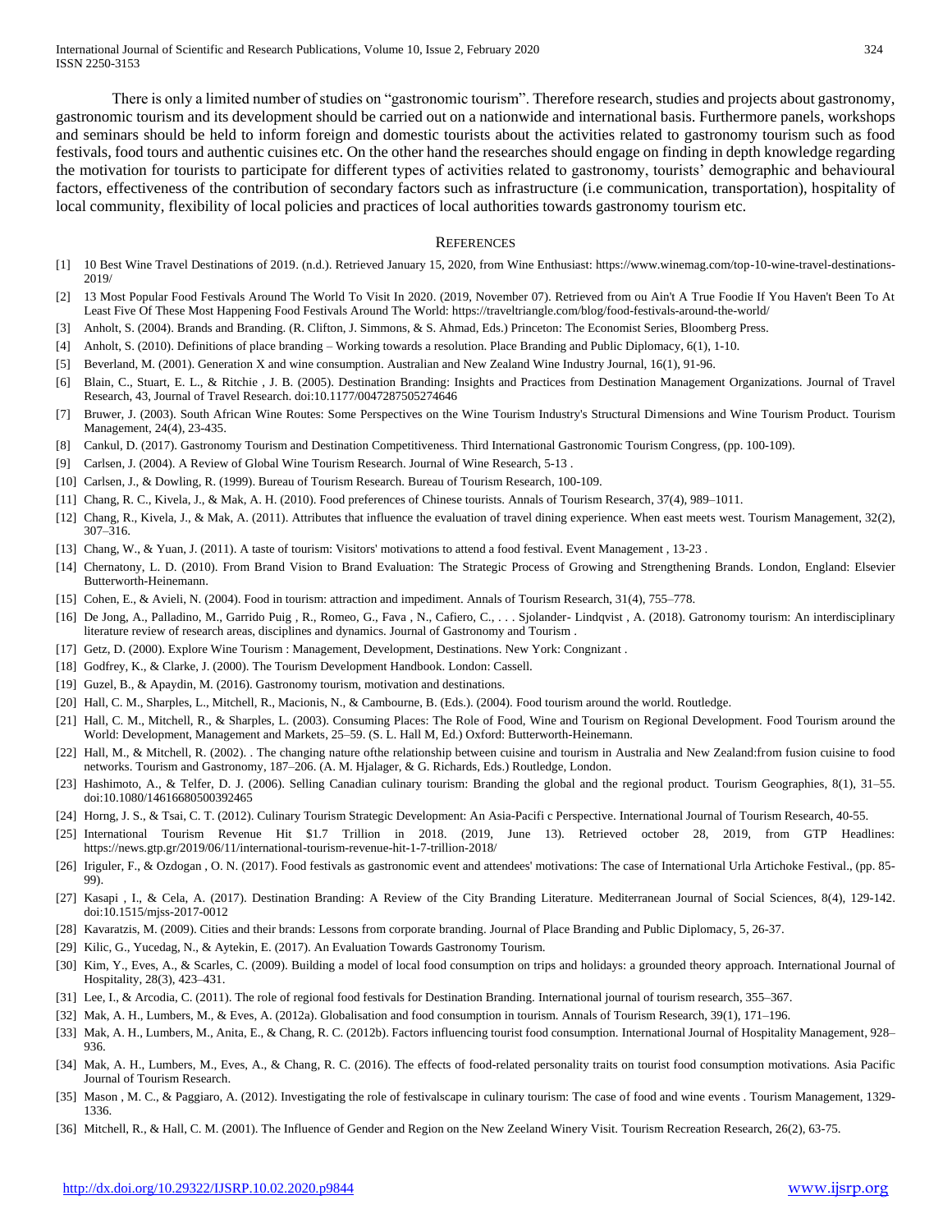There is only a limited number of studies on "gastronomic tourism". Therefore research, studies and projects about gastronomy, gastronomic tourism and its development should be carried out on a nationwide and international basis. Furthermore panels, workshops and seminars should be held to inform foreign and domestic tourists about the activities related to gastronomy tourism such as food festivals, food tours and authentic cuisines etc. On the other hand the researches should engage on finding in depth knowledge regarding the motivation for tourists to participate for different types of activities related to gastronomy, tourists' demographic and behavioural factors, effectiveness of the contribution of secondary factors such as infrastructure (i.e communication, transportation), hospitality of local community, flexibility of local policies and practices of local authorities towards gastronomy tourism etc.

## REFERENCES

[1] 10 Best Wine Travel Destinations of 2019. (n.d.). Retrieved January 15, 2020, from Wine Enthusiast: https://www.winemag.com/top-10-wine-travel-destinations-2019/

[2] 13 Most Popular Food Festivals Around The World To Visit In 2020. (2019, November 07). Retrieved from ou Ain't A True Foodie If You Haven't Been To At Least Five Of These Most Happening Food Festivals Around The World: https://traveltriangle.com/blog/food-festivals-around-the-world/

[3] Anholt, S. (2004). Brands and Branding. (R. Clifton, J. Simmons, & S. Ahmad, Eds.) Princeton: The Economist Series, Bloomberg Press.

[4] Anholt, S. (2010). Definitions of place branding – Working towards a resolution. Place Branding and Public Diplomacy, 6(1), 1-10.

[5] Beverland, M. (2001). Generation X and wine consumption. Australian and New Zealand Wine Industry Journal, 16(1), 91-96.

[6] Blain, C., Stuart, E. L., & Ritchie , J. B. (2005). Destination Branding: Insights and Practices from Destination Management Organizations. Journal of Travel Research, 43, Journal of Travel Research. doi:10.1177/0047287505274646

[7] Bruwer, J. (2003). South African Wine Routes: Some Perspectives on the Wine Tourism Industry's Structural Dimensions and Wine Tourism Product. Tourism Management, 24(4), 23-435.

[8] Cankul, D. (2017). Gastronomy Tourism and Destination Competitiveness. Third International Gastronomic Tourism Congress, (pp. 100-109).

[9] Carlsen, J. (2004). A Review of Global Wine Tourism Research. Journal of Wine Research, 5-13 .

[10] Carlsen, J., & Dowling, R. (1999). Bureau of Tourism Research. Bureau of Tourism Research, 100-109.

[11] Chang, R. C., Kivela, J., & Mak, A. H. (2010). Food preferences of Chinese tourists. Annals of Tourism Research, 37(4), 989–1011.

[12] Chang, R., Kivela, J., & Mak, A. (2011). Attributes that influence the evaluation of travel dining experience. When east meets west. Tourism Management, 32(2), 307–316.

[13] Chang, W., & Yuan, J. (2011). A taste of tourism: Visitors' motivations to attend a food festival. Event Management , 13-23 .

[14] Chernatony, L. D. (2010). From Brand Vision to Brand Evaluation: The Strategic Process of Growing and Strengthening Brands. London, England: Elsevier Butterworth-Heinemann.

[15] Cohen, E., & Avieli, N. (2004). Food in tourism: attraction and impediment. Annals of Tourism Research, 31(4), 755–778.

[16] De Jong, A., Palladino, M., Garrido Puig , R., Romeo, G., Fava , N., Cafiero, C., . . . Sjolander- Lindqvist , A. (2018). Gatronomy tourism: An interdisciplinary literature review of research areas, disciplines and dynamics. Journal of Gastronomy and Tourism .

[17] Getz, D. (2000). Explore Wine Tourism : Management, Development, Destinations. New York: Congnizant .

[18] Godfrey, K., & Clarke, J. (2000). The Tourism Development Handbook. London: Cassell.

[19] Guzel, B., & Apaydin, M. (2016). Gastronomy tourism, motivation and destinations.

[20] Hall, C. M., Sharples, L., Mitchell, R., Macionis, N., & Cambourne, B. (Eds.). (2004). Food tourism around the world. Routledge.

[21] Hall, C. M., Mitchell, R., & Sharples, L. (2003). Consuming Places: The Role of Food, Wine and Tourism on Regional Development. Food Tourism around the World: Development, Management and Markets, 25–59. (S. L. Hall M, Ed.) Oxford: Butterworth-Heinemann.

[22] Hall, M., & Mitchell, R. (2002). . The changing nature ofthe relationship between cuisine and tourism in Australia and New Zealand:from fusion cuisine to food networks. Tourism and Gastronomy, 187–206. (A. M. Hjalager, & G. Richards, Eds.) Routledge, London.

[23] Hashimoto, A., & Telfer, D. J. (2006). Selling Canadian culinary tourism: Branding the global and the regional product. Tourism Geographies, 8(1), 31–55. doi:10.1080/14616680500392465

[24] Horng, J. S., & Tsai, C. T. (2012). Culinary Tourism Strategic Development: An Asia-Pacifi c Perspective. International Journal of Tourism Research, 40-55.

[25] International Tourism Revenue Hit $1.7 Trillion in 2018. (2019, June 13). Retrieved october 28, 2019, from GTP Headlines: https://news.gtp.gr/2019/06/11/international-tourism-revenue-hit-1-7-trillion-2018/

[26] Iriguler, F., & Ozdogan , O. N. (2017). Food festivals as gastronomic event and attendees' motivations: The case of International Urla Artichoke Festival., (pp. 85-99).

[27] Kasapi , I., & Cela, A. (2017). Destination Branding: A Review of the City Branding Literature. Mediterranean Journal of Social Sciences, 8(4), 129-142. doi:10.1515/mjss-2017-0012

[28] Kavaratzis, M. (2009). Cities and their brands: Lessons from corporate branding. Journal of Place Branding and Public Diplomacy, 5, 26-37.

[29] Kilic, G., Yucedag, N., & Aytekin, E. (2017). An Evaluation Towards Gastronomy Tourism.

[30] Kim, Y., Eves, A., & Scarles, C. (2009). Building a model of local food consumption on trips and holidays: a grounded theory approach. International Journal of Hospitality, 28(3), 423–431.

[31] Lee, I., & Arcodia, C. (2011). The role of regional food festivals for Destination Branding. International journal of tourism research, 355–367.

[32] Mak, A. H., Lumbers, M., & Eves, A. (2012a). Globalisation and food consumption in tourism. Annals of Tourism Research, 39(1), 171–196.

[33] Mak, A. H., Lumbers, M., Anita, E., & Chang, R. C. (2012b). Factors influencing tourist food consumption. International Journal of Hospitality Management, 928–936.

[34] Mak, A. H., Lumbers, M., Eves, A., & Chang, R. C. (2016). The effects of food-related personality traits on tourist food consumption motivations. Asia Pacific Journal of Tourism Research.

[35] Mason , M. C., & Paggiaro, A. (2012). Investigating the role of festivalscape in culinary tourism: The case of food and wine events . Tourism Management, 1329-1336.

[36] Mitchell, R., & Hall, C. M. (2001). The Influence of Gender and Region on the New Zeeland Winery Visit. Tourism Recreation Research, 26(2), 63-75.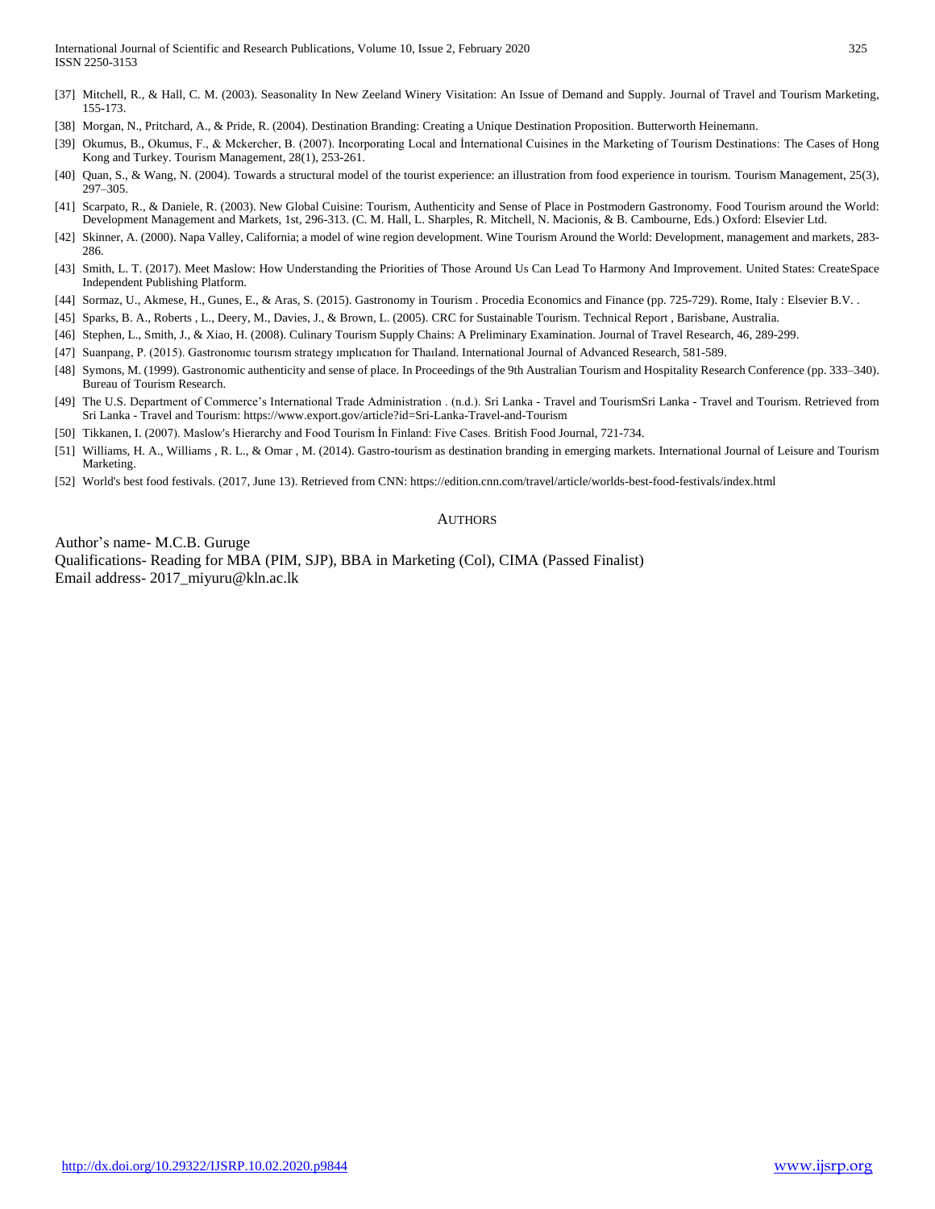[37] Mitchell, R., & Hall, C. M. (2003). Seasonality In New Zeeland Winery Visitation: An Issue of Demand and Supply. Journal of Travel and Tourism Marketing, 155-173.

[38] Morgan, N., Pritchard, A., & Pride, R. (2004). Destination Branding: Creating a Unique Destination Proposition. Butterworth Heinemann.

[39] Okumus, B., Okumus, F., & Mckercher, B. (2007). Incorporating Local and İnternational Cuisines in the Marketing of Tourism Destinations: The Cases of Hong Kong and Turkey. Tourism Management, 28(1), 253-261.

[40] Quan, S., & Wang, N. (2004). Towards a structural model of the tourist experience: an illustration from food experience in tourism. Tourism Management, 25(3), 297–305.

[41] Scarpato, R., & Daniele, R. (2003). New Global Cuisine: Tourism, Authenticity and Sense of Place in Postmodern Gastronomy. Food Tourism around the World: Development Management and Markets, 1st, 296-313. (C. M. Hall, L. Sharples, R. Mitchell, N. Macionis, & B. Cambourne, Eds.) Oxford: Elsevier Ltd.

[42] Skinner, A. (2000). Napa Valley, California; a model of wine region development. Wine Tourism Around the World: Development, management and markets, 283-286.

[43] Smith, L. T. (2017). Meet Maslow: How Understanding the Priorities of Those Around Us Can Lead To Harmony And Improvement. United States: CreateSpace Independent Publishing Platform.

[44] Sormaz, U., Akmese, H., Gunes, E., & Aras, S. (2015). Gastronomy in Tourism . Procedia Economics and Finance (pp. 725-729). Rome, Italy : Elsevier B.V. .

[45] Sparks, B. A., Roberts , L., Deery, M., Davies, J., & Brown, L. (2005). CRC for Sustainable Tourism. Technical Report , Barisbane, Australia.

[46] Stephen, L., Smith, J., & Xiao, H. (2008). Culinary Tourism Supply Chains: A Preliminary Examination. Journal of Travel Research, 46, 289-299.

[47] Suanpang, P. (2015). Gastronomıc tourısm strategy ımplıcatıon for Thaıland. International Journal of Advanced Research, 581-589.

[48] Symons, M. (1999). Gastronomic authenticity and sense of place. In Proceedings of the 9th Australian Tourism and Hospitality Research Conference (pp. 333–340). Bureau of Tourism Research.

[49] The U.S. Department of Commerce's International Trade Administration . (n.d.). Sri Lanka - Travel and TourismSri Lanka - Travel and Tourism. Retrieved from Sri Lanka - Travel and Tourism: https://www.export.gov/article?id=Sri-Lanka-Travel-and-Tourism

[50] Tikkanen, I. (2007). Maslow's Hierarchy and Food Tourism İn Finland: Five Cases. British Food Journal, 721-734.

[51] Williams, H. A., Williams , R. L., & Omar , M. (2014). Gastro-tourism as destination branding in emerging markets. International Journal of Leisure and Tourism Marketing.

[52] World's best food festivals. (2017, June 13). Retrieved from CNN: https://edition.cnn.com/travel/article/worlds-best-food-festivals/index.html

## AUTHORS

Author's name- M.C.B. Guruge

Qualifications- Reading for MBA (PIM, SJP), BBA in Marketing (Col), CIMA (Passed Finalist)

Email address- 2017_miyuru@kln.ac.lk